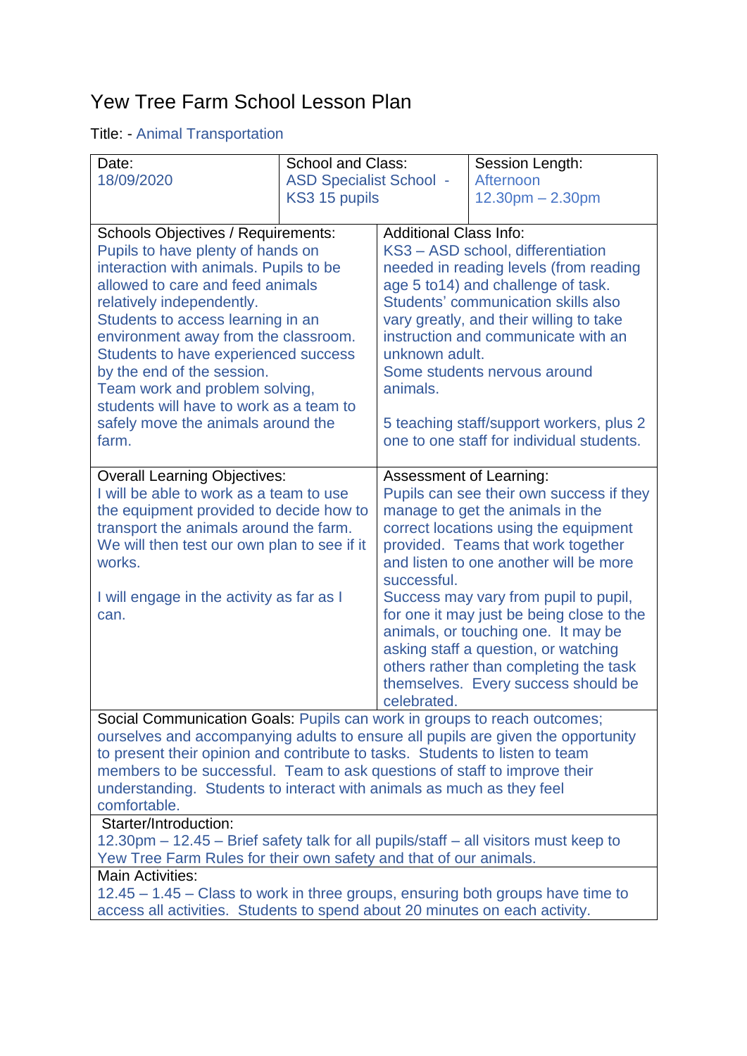# Yew Tree Farm School Lesson Plan

Title: - Animal Transportation

| Date: | School and Class: | Session Length: |
|---|---|---|
| 18/09/2020 | ASD Specialist School - KS3 15 pupils | Afternoon 12.30pm – 2.30pm |

| Schools Objectives / Requirements: | Additional Class Info: |
|---|---|
| Pupils to have plenty of hands on interaction with animals. Pupils to be allowed to care and feed animals relatively independently. Students to access learning in an environment away from the classroom. Students to have experienced success by the end of the session. Team work and problem solving, students will have to work as a team to safely move the animals around the farm. | KS3 – ASD school, differentiation needed in reading levels (from reading age 5 to14) and challenge of task. Students' communication skills also vary greatly, and their willing to take instruction and communicate with an unknown adult. Some students nervous around animals. 5 teaching staff/support workers, plus 2 one to one staff for individual students. |

| Overall Learning Objectives: | Assessment of Learning: |
|---|---|
| I will be able to work as a team to use the equipment provided to decide how to transport the animals around the farm. We will then test our own plan to see if it works. I will engage in the activity as far as I can. | Pupils can see their own success if they manage to get the animals in the correct locations using the equipment provided. Teams that work together and listen to one another will be more successful. Success may vary from pupil to pupil, for one it may just be being close to the animals, or touching one. It may be asking staff a question, or watching others rather than completing the task themselves. Every success should be celebrated. |

**Social Communication Goals:** Pupils can work in groups to reach outcomes; ourselves and accompanying adults to ensure all pupils are given the opportunity to present their opinion and contribute to tasks. Students to listen to team members to be successful. Team to ask questions of staff to improve their understanding. Students to interact with animals as much as they feel comfortable.

**Starter/Introduction:**
12.30pm – 12.45 – Brief safety talk for all pupils/staff – all visitors must keep to Yew Tree Farm Rules for their own safety and that of our animals.

**Main Activities:**
12.45 – 1.45 – Class to work in three groups, ensuring both groups have time to access all activities. Students to spend about 20 minutes on each activity.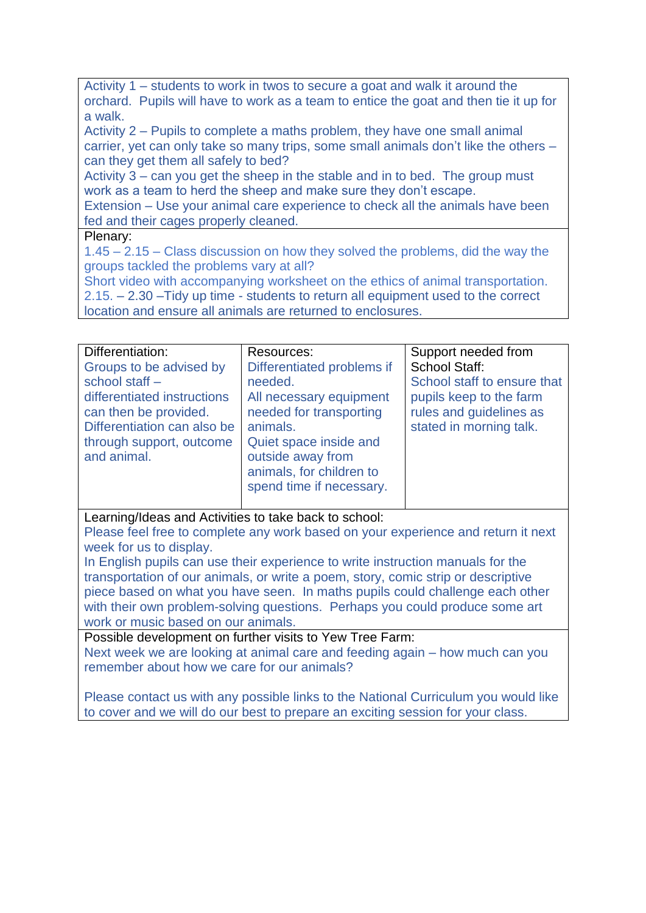Activity 1 – students to work in twos to secure a goat and walk it around the orchard. Pupils will have to work as a team to entice the goat and then tie it up for a walk.
Activity 2 – Pupils to complete a maths problem, they have one small animal carrier, yet can only take so many trips, some small animals don't like the others – can they get them all safely to bed?
Activity 3 – can you get the sheep in the stable and in to bed. The group must work as a team to herd the sheep and make sure they don't escape.
Extension – Use your animal care experience to check all the animals have been fed and their cages properly cleaned.

Plenary:
1.45 – 2.15 – Class discussion on how they solved the problems, did the way the groups tackled the problems vary at all?
Short video with accompanying worksheet on the ethics of animal transportation.
2.15. – 2.30 –Tidy up time - students to return all equipment used to the correct location and ensure all animals are returned to enclosures.

| Differentiation: | Resources: | Support needed from School Staff: |
|---|---|---|
| Groups to be advised by school staff – differentiated instructions can then be provided. Differentiation can also be through support, outcome and animal. | Differentiated problems if needed. All necessary equipment needed for transporting animals. Quiet space inside and outside away from animals, for children to spend time if necessary. | School staff to ensure that pupils keep to the farm rules and guidelines as stated in morning talk. |

Learning/Ideas and Activities to take back to school:
Please feel free to complete any work based on your experience and return it next week for us to display.
In English pupils can use their experience to write instruction manuals for the transportation of our animals, or write a poem, story, comic strip or descriptive piece based on what you have seen. In maths pupils could challenge each other with their own problem-solving questions. Perhaps you could produce some art work or music based on our animals.

Possible development on further visits to Yew Tree Farm:
Next week we are looking at animal care and feeding again – how much can you remember about how we care for our animals?

Please contact us with any possible links to the National Curriculum you would like to cover and we will do our best to prepare an exciting session for your class.